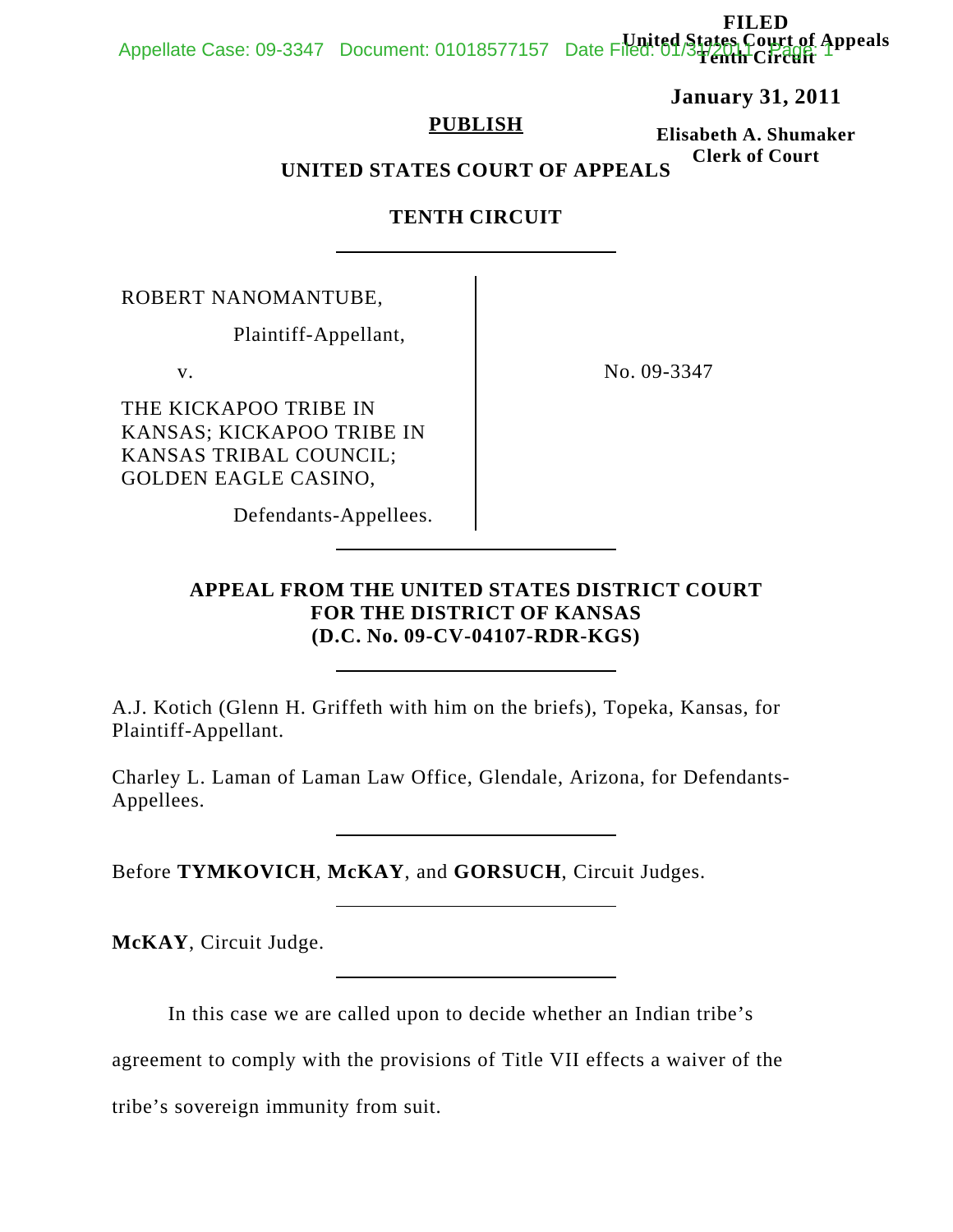**FILED**
**United States Court of Appeals**
**Tenth Circuit**

**January 31, 2011**

**Elisabeth A. Shumaker**
**Clerk of Court**

**PUBLISH**

**UNITED STATES COURT OF APPEALS**

**TENTH CIRCUIT**

| | | |
|---|---|---|
| ROBERT NANOMANTUBE, Plaintiff-Appellant, v. THE KICKAPOO TRIBE IN KANSAS; KICKAPOO TRIBE IN KANSAS TRIBAL COUNCIL; GOLDEN EAGLE CASINO, Defendants-Appellees. | | No. 09-3347 |

**APPEAL FROM THE UNITED STATES DISTRICT COURT**
**FOR THE DISTRICT OF KANSAS**
**(D.C. No. 09-CV-04107-RDR-KGS)**

A.J. Kotich (Glenn H. Griffeth with him on the briefs), Topeka, Kansas, for Plaintiff-Appellant.

Charley L. Laman of Laman Law Office, Glendale, Arizona, for Defendants-Appellees.

Before **TYMKOVICH**, **McKAY**, and **GORSUCH**, Circuit Judges.

**McKAY**, Circuit Judge.

In this case we are called upon to decide whether an Indian tribe's agreement to comply with the provisions of Title VII effects a waiver of the tribe's sovereign immunity from suit.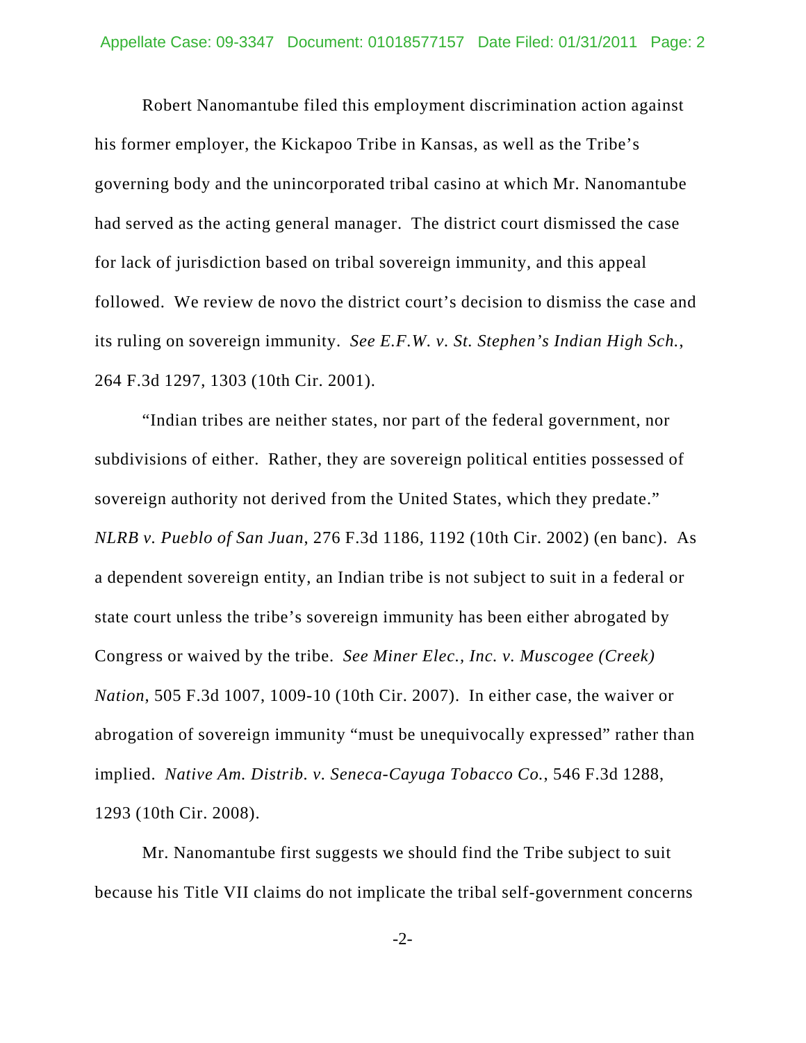Robert Nanomantube filed this employment discrimination action against his former employer, the Kickapoo Tribe in Kansas, as well as the Tribe's governing body and the unincorporated tribal casino at which Mr. Nanomantube had served as the acting general manager. The district court dismissed the case for lack of jurisdiction based on tribal sovereign immunity, and this appeal followed. We review de novo the district court's decision to dismiss the case and its ruling on sovereign immunity. *See E.F.W. v. St. Stephen's Indian High Sch.*, 264 F.3d 1297, 1303 (10th Cir. 2001).

"Indian tribes are neither states, nor part of the federal government, nor subdivisions of either. Rather, they are sovereign political entities possessed of sovereign authority not derived from the United States, which they predate." *NLRB v. Pueblo of San Juan*, 276 F.3d 1186, 1192 (10th Cir. 2002) (en banc). As a dependent sovereign entity, an Indian tribe is not subject to suit in a federal or state court unless the tribe's sovereign immunity has been either abrogated by Congress or waived by the tribe. *See Miner Elec., Inc. v. Muscogee (Creek) Nation*, 505 F.3d 1007, 1009-10 (10th Cir. 2007). In either case, the waiver or abrogation of sovereign immunity "must be unequivocally expressed" rather than implied. *Native Am. Distrib. v. Seneca-Cayuga Tobacco Co.*, 546 F.3d 1288, 1293 (10th Cir. 2008).

Mr. Nanomantube first suggests we should find the Tribe subject to suit because his Title VII claims do not implicate the tribal self-government concerns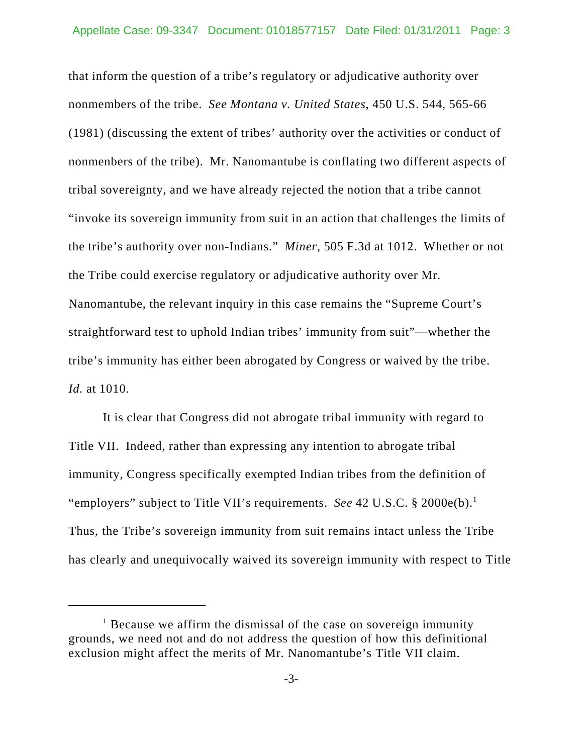that inform the question of a tribe's regulatory or adjudicative authority over nonmembers of the tribe. *See Montana v. United States*, 450 U.S. 544, 565-66 (1981) (discussing the extent of tribes' authority over the activities or conduct of nonmenbers of the tribe). Mr. Nanomantube is conflating two different aspects of tribal sovereignty, and we have already rejected the notion that a tribe cannot "invoke its sovereign immunity from suit in an action that challenges the limits of the tribe's authority over non-Indians." *Miner*, 505 F.3d at 1012. Whether or not the Tribe could exercise regulatory or adjudicative authority over Mr. Nanomantube, the relevant inquiry in this case remains the "Supreme Court's straightforward test to uphold Indian tribes' immunity from suit"—whether the tribe's immunity has either been abrogated by Congress or waived by the tribe. *Id.* at 1010.

It is clear that Congress did not abrogate tribal immunity with regard to Title VII. Indeed, rather than expressing any intention to abrogate tribal immunity, Congress specifically exempted Indian tribes from the definition of "employers" subject to Title VII's requirements. *See* 42 U.S.C. § 2000e(b).[1] Thus, the Tribe's sovereign immunity from suit remains intact unless the Tribe has clearly and unequivocally waived its sovereign immunity with respect to Title

---

[1] Because we affirm the dismissal of the case on sovereign immunity grounds, we need not and do not address the question of how this definitional exclusion might affect the merits of Mr. Nanomantube's Title VII claim.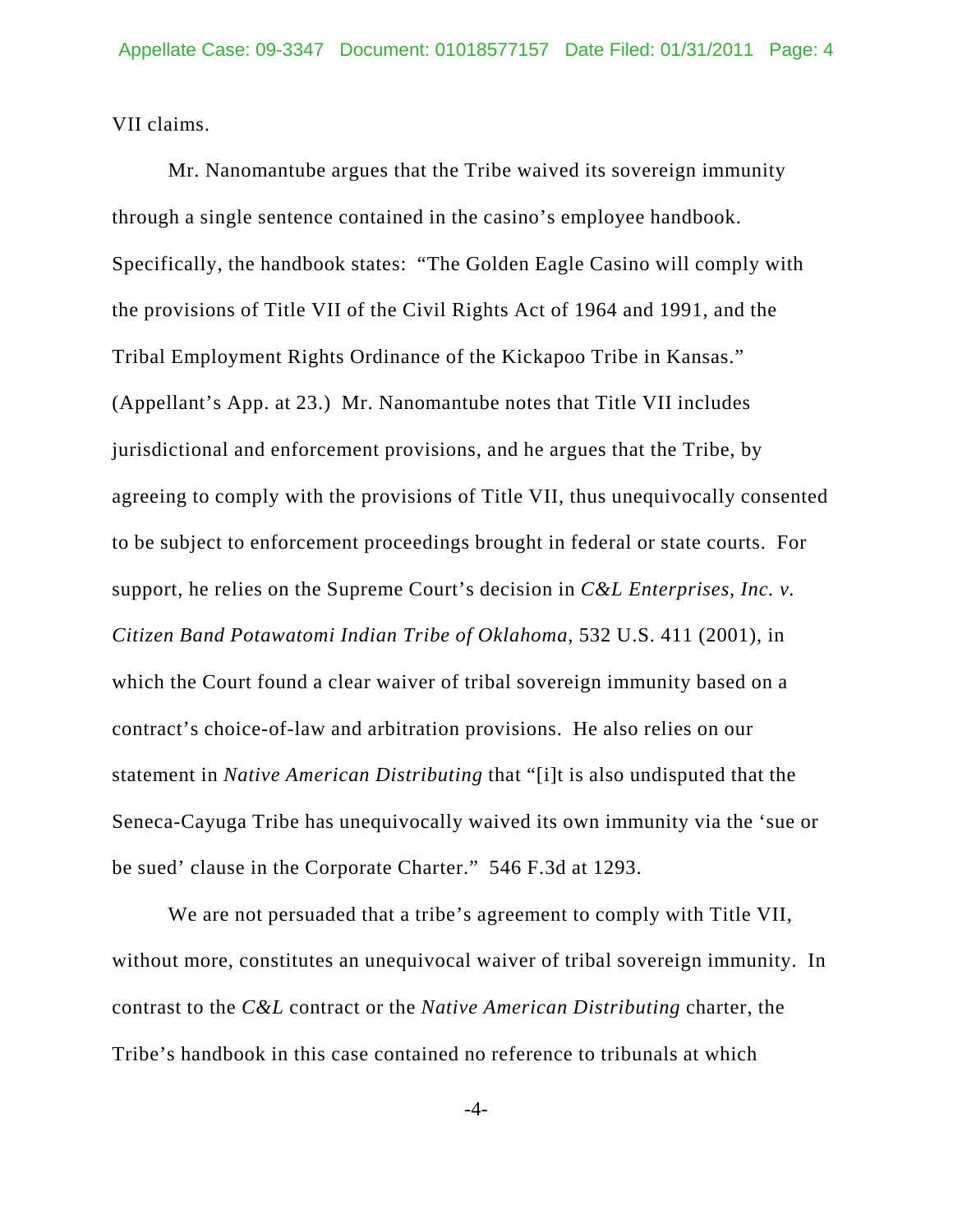VII claims.

Mr. Nanomantube argues that the Tribe waived its sovereign immunity through a single sentence contained in the casino's employee handbook. Specifically, the handbook states: "The Golden Eagle Casino will comply with the provisions of Title VII of the Civil Rights Act of 1964 and 1991, and the Tribal Employment Rights Ordinance of the Kickapoo Tribe in Kansas." (Appellant's App. at 23.) Mr. Nanomantube notes that Title VII includes jurisdictional and enforcement provisions, and he argues that the Tribe, by agreeing to comply with the provisions of Title VII, thus unequivocally consented to be subject to enforcement proceedings brought in federal or state courts. For support, he relies on the Supreme Court's decision in *C&L Enterprises, Inc. v. Citizen Band Potawatomi Indian Tribe of Oklahoma*, 532 U.S. 411 (2001), in which the Court found a clear waiver of tribal sovereign immunity based on a contract's choice-of-law and arbitration provisions. He also relies on our statement in *Native American Distributing* that "[i]t is also undisputed that the Seneca-Cayuga Tribe has unequivocally waived its own immunity via the 'sue or be sued' clause in the Corporate Charter." 546 F.3d at 1293.

We are not persuaded that a tribe's agreement to comply with Title VII, without more, constitutes an unequivocal waiver of tribal sovereign immunity. In contrast to the *C&L* contract or the *Native American Distributing* charter, the Tribe's handbook in this case contained no reference to tribunals at which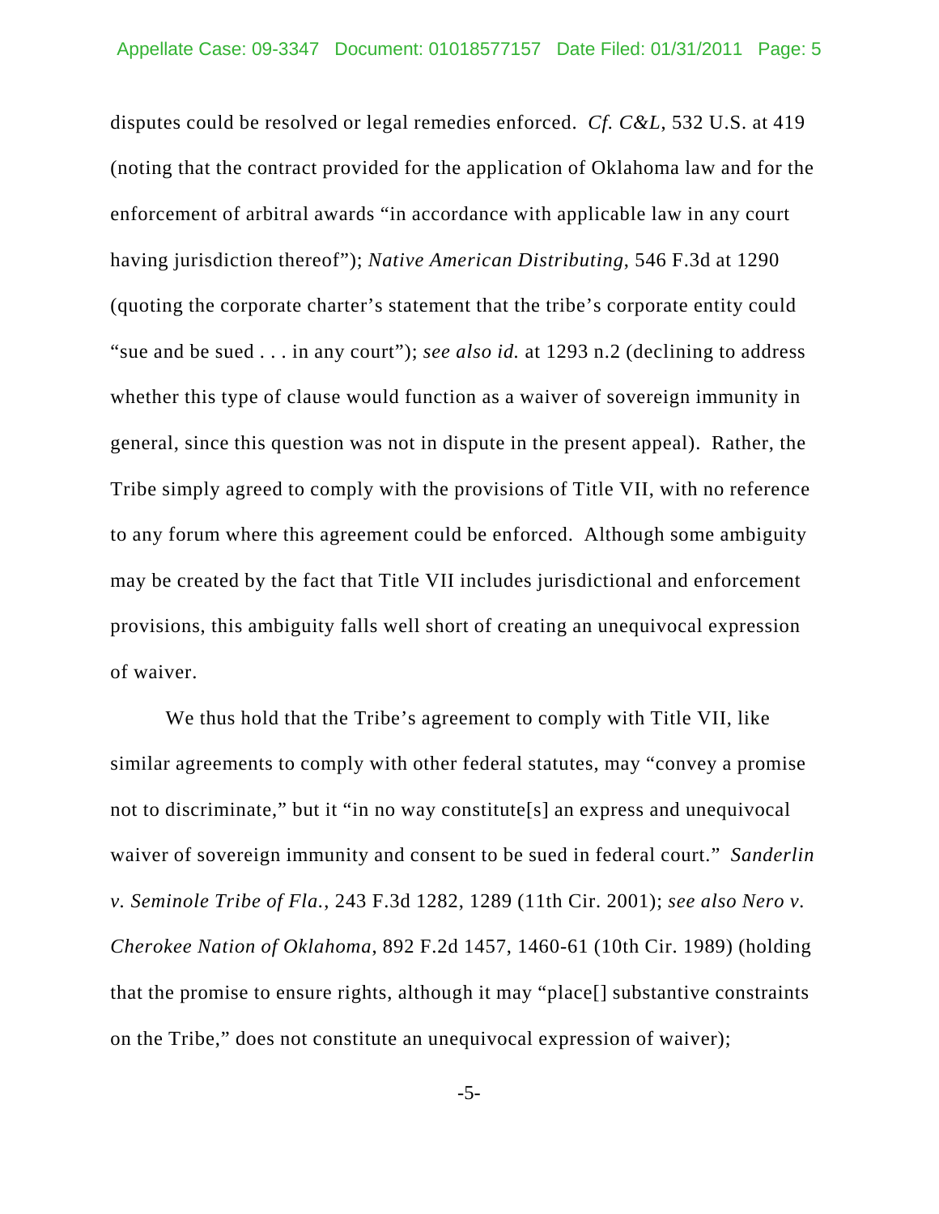disputes could be resolved or legal remedies enforced. *Cf. C&L*, 532 U.S. at 419 (noting that the contract provided for the application of Oklahoma law and for the enforcement of arbitral awards "in accordance with applicable law in any court having jurisdiction thereof"); *Native American Distributing*, 546 F.3d at 1290 (quoting the corporate charter's statement that the tribe's corporate entity could "sue and be sued . . . in any court"); *see also id.* at 1293 n.2 (declining to address whether this type of clause would function as a waiver of sovereign immunity in general, since this question was not in dispute in the present appeal). Rather, the Tribe simply agreed to comply with the provisions of Title VII, with no reference to any forum where this agreement could be enforced. Although some ambiguity may be created by the fact that Title VII includes jurisdictional and enforcement provisions, this ambiguity falls well short of creating an unequivocal expression of waiver.

We thus hold that the Tribe's agreement to comply with Title VII, like similar agreements to comply with other federal statutes, may "convey a promise not to discriminate," but it "in no way constitute[s] an express and unequivocal waiver of sovereign immunity and consent to be sued in federal court." *Sanderlin v. Seminole Tribe of Fla.*, 243 F.3d 1282, 1289 (11th Cir. 2001); *see also Nero v. Cherokee Nation of Oklahoma*, 892 F.2d 1457, 1460-61 (10th Cir. 1989) (holding that the promise to ensure rights, although it may "place[] substantive constraints on the Tribe," does not constitute an unequivocal expression of waiver);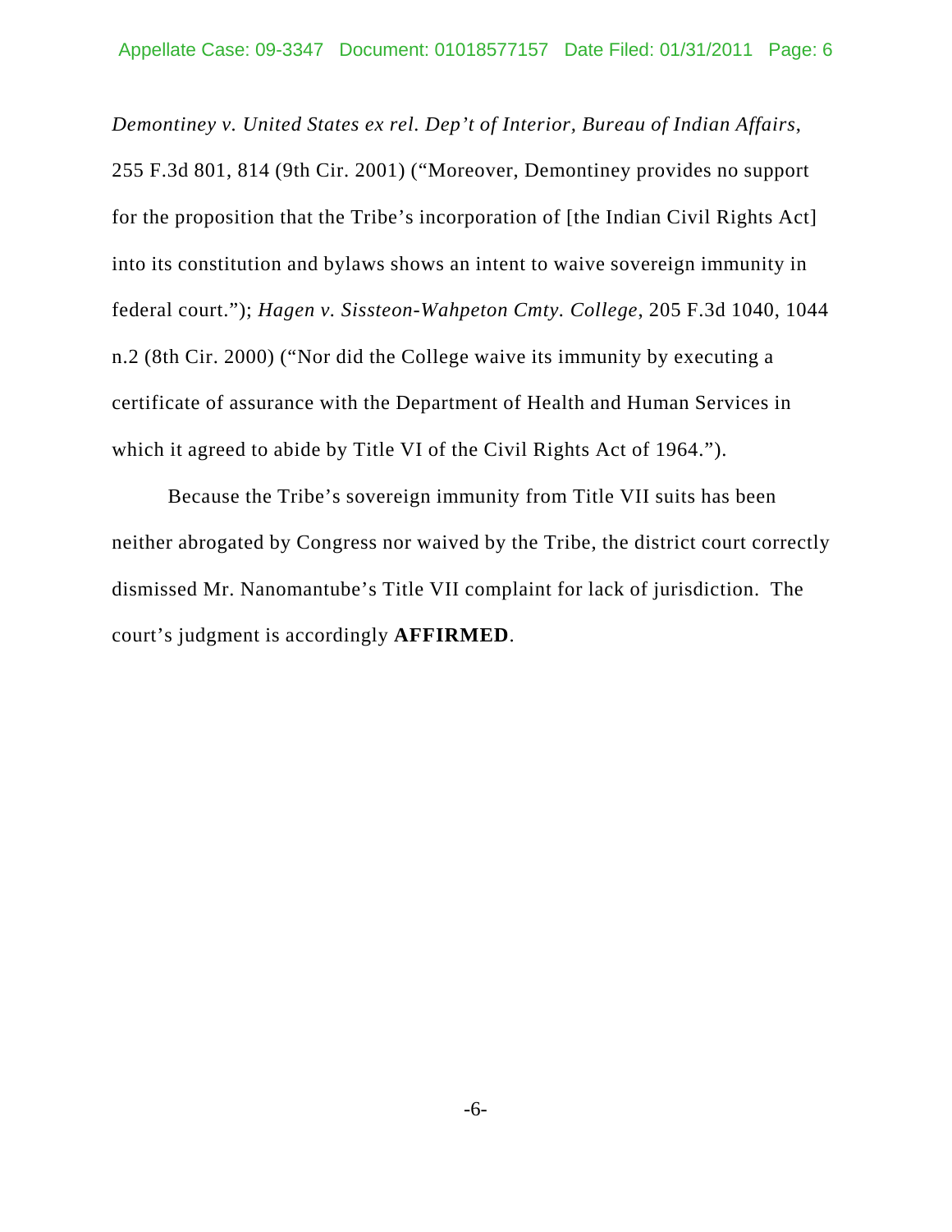*Demontiney v. United States ex rel. Dep't of Interior, Bureau of Indian Affairs*, 255 F.3d 801, 814 (9th Cir. 2001) ("Moreover, Demontiney provides no support for the proposition that the Tribe's incorporation of [the Indian Civil Rights Act] into its constitution and bylaws shows an intent to waive sovereign immunity in federal court."); *Hagen v. Sissteon-Wahpeton Cmty. College*, 205 F.3d 1040, 1044 n.2 (8th Cir. 2000) ("Nor did the College waive its immunity by executing a certificate of assurance with the Department of Health and Human Services in which it agreed to abide by Title VI of the Civil Rights Act of 1964.").

Because the Tribe's sovereign immunity from Title VII suits has been neither abrogated by Congress nor waived by the Tribe, the district court correctly dismissed Mr. Nanomantube's Title VII complaint for lack of jurisdiction. The court's judgment is accordingly **AFFIRMED**.